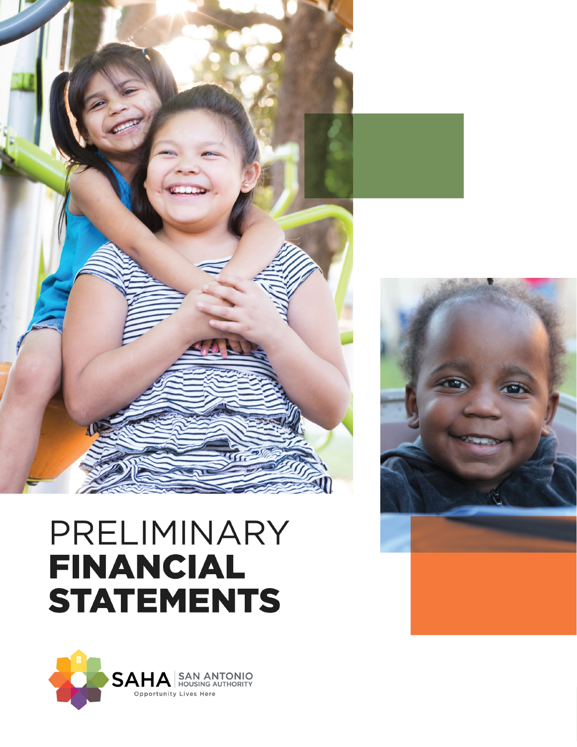# PRELIMINARY FINANCIAL STATEMENTS

SAHA | SAN ANTONIO HOUSING AUTHORITY

Opportunity Lives Here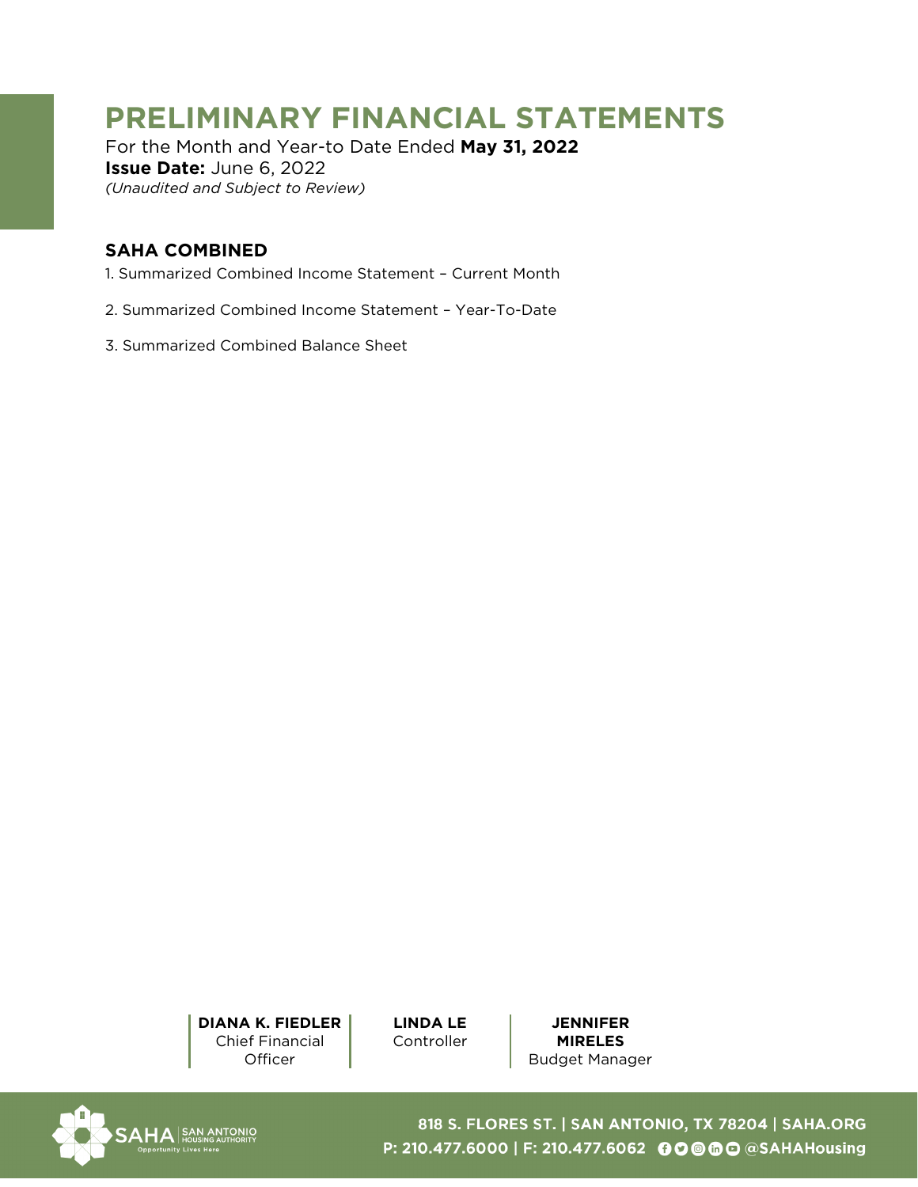# PRELIMINARY FINANCIAL STATEMENTS

For the Month and Year-to Date Ended **May 31, 2022**
**Issue Date:** June 6, 2022
*(Unaudited and Subject to Review)*

## SAHA COMBINED

1. Summarized Combined Income Statement – Current Month
2. Summarized Combined Income Statement – Year-To-Date
3. Summarized Combined Balance Sheet

**DIANA K. FIEDLER**
Chief Financial Officer

**LINDA LE**
Controller

**JENNIFER MIRELES**
Budget Manager

818 S. FLORES ST. | SAN ANTONIO, TX 78204 | SAHA.ORG
P: 210.477.6000 | F: 210.477.6062 @SAHAHousing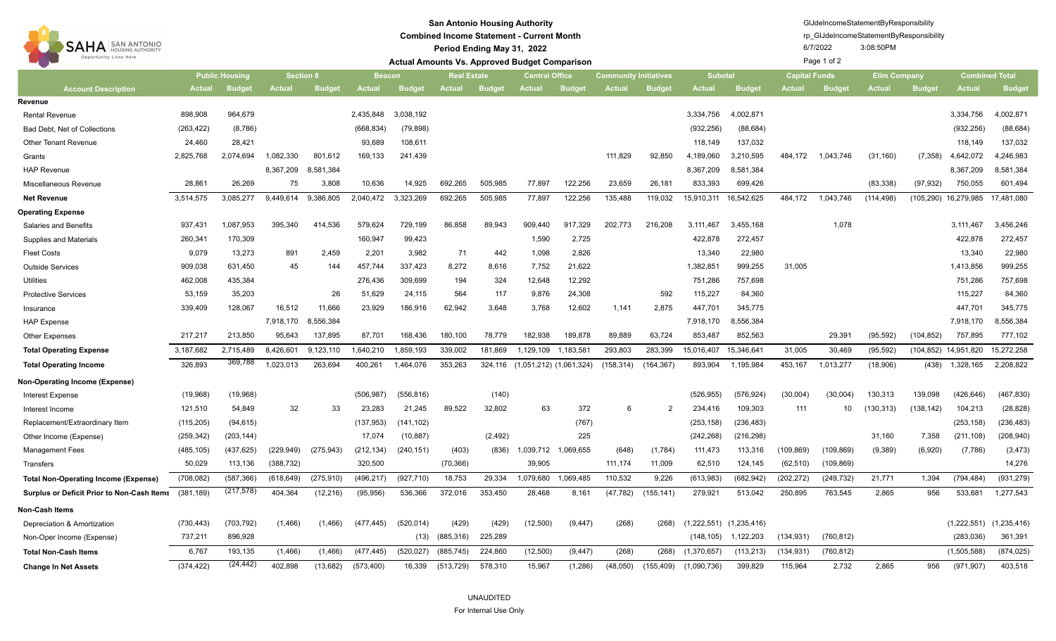# San Antonio Housing Authority

## Combined Income Statement - Current Month

### Period Ending May 31, 2022

### Actual Amounts Vs. Approved Budget Comparison

GlJdeIncomeStatementByResponsibility

rp_GlJdeIncomeStatementByResponsibility

6/7/2022 3:08:50PM

| Account Description | Public Housing | | Section 8 | | Beacon | | Real Estate | | Central Office | | Community Initiatives | | Subotal | | Capital Funds | | Elim Company | | Combined Total | |
|---|---|---|---|---|---|---|---|---|---|---|---|---|---|---|---|---|---|---|---|---|
| | Actual | Budget | Actual | Budget | Actual | Budget | Actual | Budget | Actual | Budget | Actual | Budget | Actual | Budget | Actual | Budget | Actual | Budget | Actual | Budget |
| **Revenue** | | | | | | | | | | | | | | | | | | | | |
| Rental Revenue | 898,908 | 964,679 | | | 2,435,848 | 3,038,192 | | | | | | | 3,334,756 | 4,002,871 | | | | | 3,334,756 | 4,002,871 |
| Bad Debt, Net of Collections | (263,422) | (8,786) | | | (668,834) | (79,898) | | | | | | | (932,256) | (88,684) | | | | | (932,256) | (88,684) |
| Other Tenant Revenue | 24,460 | 28,421 | | | 93,689 | 108,611 | | | | | | | 118,149 | 137,032 | | | | | 118,149 | 137,032 |
| Grants | 2,825,768 | 2,074,694 | 1,082,330 | 801,612 | 169,133 | 241,439 | | | | | 111,829 | 92,850 | 4,189,060 | 3,210,595 | 484,172 | 1,043,746 | (31,160) | (7,358) | 4,642,072 | 4,246,983 |
| HAP Revenue | | | 8,367,209 | 8,581,384 | | | | | | | | | 8,367,209 | 8,581,384 | | | | | 8,367,209 | 8,581,384 |
| Miscellaneous Revenue | 28,861 | 26,269 | 75 | 3,808 | 10,636 | 14,925 | 692,265 | 505,985 | 77,897 | 122,256 | 23,659 | 26,181 | 833,393 | 699,426 | | | (83,338) | (97,932) | 750,055 | 601,494 |
| **Net Revenue** | 3,514,575 | 3,085,277 | 9,449,614 | 9,386,805 | 2,040,472 | 3,323,269 | 692,265 | 505,985 | 77,897 | 122,256 | 135,488 | 119,032 | 15,910,311 | 16,542,625 | 484,172 | 1,043,746 | (114,498) | (105,290) | 16,279,985 | 17,481,080 |
| **Operating Expense** | | | | | | | | | | | | | | | | | | | | |
| Salaries and Benefits | 937,431 | 1,087,953 | 395,340 | 414,536 | 579,624 | 729,199 | 86,858 | 89,943 | 909,440 | 917,329 | 202,773 | 216,208 | 3,111,467 | 3,455,168 | | 1,078 | | | 3,111,467 | 3,456,246 |
| Supplies and Materials | 260,341 | 170,309 | | | 160,947 | 99,423 | | | 1,590 | 2,725 | | | 422,878 | 272,457 | | | | | 422,878 | 272,457 |
| Fleet Costs | 9,079 | 13,273 | 891 | 2,459 | 2,201 | 3,982 | 71 | 442 | 1,098 | 2,826 | | | 13,340 | 22,980 | | | | | 13,340 | 22,980 |
| Outside Services | 909,038 | 631,450 | 45 | 144 | 457,744 | 337,423 | 8,272 | 8,616 | 7,752 | 21,622 | | | 1,382,851 | 999,255 | 31,005 | | | | 1,413,856 | 999,255 |
| Utilities | 462,008 | 435,384 | | | 276,436 | 309,699 | 194 | 324 | 12,648 | 12,292 | | | 751,286 | 757,698 | | | | | 751,286 | 757,698 |
| Protective Services | 53,159 | 35,203 | | 26 | 51,629 | 24,115 | 564 | 117 | 9,876 | 24,308 | | 592 | 115,227 | 84,360 | | | | | 115,227 | 84,360 |
| Insurance | 339,409 | 128,067 | 16,512 | 11,666 | 23,929 | 186,916 | 62,942 | 3,648 | 3,768 | 12,602 | 1,141 | 2,875 | 447,701 | 345,775 | | | | | 447,701 | 345,775 |
| HAP Expense | | | 7,918,170 | 8,556,384 | | | | | | | | | 7,918,170 | 8,556,384 | | | | | 7,918,170 | 8,556,384 |
| Other Expenses | 217,217 | 213,850 | 95,643 | 137,895 | 87,701 | 168,436 | 180,100 | 78,779 | 182,938 | 189,878 | 89,889 | 63,724 | 853,487 | 852,563 | | 29,391 | (95,592) | (104,852) | 757,895 | 777,102 |
| **Total Operating Expense** | 3,187,682 | 2,715,489 | 8,426,601 | 9,123,110 | 1,640,210 | 1,859,193 | 339,002 | 181,869 | 1,129,109 | 1,183,581 | 293,803 | 283,399 | 15,016,407 | 15,346,641 | 31,005 | 30,469 | (95,592) | (104,852) | 14,951,820 | 15,272,258 |
| **Total Operating Income** | 326,893 | 369,788 | 1,023,013 | 263,694 | 400,261 | 1,464,076 | 353,263 | 324,116 | (1,051,212) | (1,061,324) | (158,314) | (164,367) | 893,904 | 1,195,984 | 453,167 | 1,013,277 | (18,906) | (438) | 1,328,165 | 2,208,822 |
| **Non-Operating Income (Expense)** | | | | | | | | | | | | | | | | | | | | |
| Interest Expense | (19,968) | (19,968) | | | (506,987) | (556,816) | | (140) | | | | | (526,955) | (576,924) | (30,004) | (30,004) | 130,313 | 139,098 | (426,646) | (467,830) |
| Interest Income | 121,510 | 54,849 | 32 | 33 | 23,283 | 21,245 | 89,522 | 32,802 | 63 | 372 | 6 | 2 | 234,416 | 109,303 | 111 | 10 | (130,313) | (138,142) | 104,213 | (28,828) |
| Replacement/Extraordinary Item | (115,205) | (94,615) | | | (137,953) | (141,102) | | | | (767) | | | (253,158) | (236,483) | | | | | (253,158) | (236,483) |
| Other Income (Expense) | (259,342) | (203,144) | | | 17,074 | (10,887) | | (2,492) | | 225 | | | (242,268) | (216,298) | | | 31,160 | 7,358 | (211,108) | (208,940) |
| Management Fees | (485,105) | (437,625) | (229,949) | (275,943) | (212,134) | (240,151) | (403) | (836) | 1,039,712 | 1,069,655 | (648) | (1,784) | 111,473 | 113,316 | (109,869) | (109,869) | (9,389) | (6,920) | (7,786) | (3,473) |
| Transfers | 50,029 | 113,136 | (388,732) | | 320,500 | | (70,366) | | 39,905 | | 111,174 | 11,009 | 62,510 | 124,145 | (62,510) | (109,869) | | | | 14,276 |
| **Total Non-Operating Income (Expense)** | (708,082) | (587,366) | (618,649) | (275,910) | (496,217) | (927,710) | 18,753 | 29,334 | 1,079,680 | 1,069,485 | 110,532 | 9,226 | (613,983) | (682,942) | (202,272) | (249,732) | 21,771 | 1,394 | (794,484) | (931,279) |
| **Surplus or Deficit Prior to Non-Cash Items** | (381,189) | (217,578) | 404,364 | (12,216) | (95,956) | 536,366 | 372,016 | 353,450 | 28,468 | 8,161 | (47,782) | (155,141) | 279,921 | 513,042 | 250,895 | 763,545 | 2,865 | 956 | 533,681 | 1,277,543 |
| **Non-Cash Items** | | | | | | | | | | | | | | | | | | | | |
| Depreciation & Amortization | (730,443) | (703,792) | (1,466) | (1,466) | (477,445) | (520,014) | (429) | (429) | (12,500) | (9,447) | (268) | (268) | (1,222,551) | (1,235,416) | | | | | (1,222,551) | (1,235,416) |
| Non-Oper Income (Expense) | 737,211 | 896,928 | | | | (13) | (885,316) | 225,289 | | | | | (148,105) | 1,122,203 | (134,931) | (760,812) | | | (283,036) | 361,391 |
| **Total Non-Cash Items** | 6,767 | 193,135 | (1,466) | (1,466) | (477,445) | (520,027) | (885,745) | 224,860 | (12,500) | (9,447) | (268) | (268) | (1,370,657) | (113,213) | (134,931) | (760,812) | | | (1,505,588) | (874,025) |
| **Change In Net Assets** | (374,422) | (24,442) | 402,898 | (13,682) | (573,400) | 16,339 | (513,729) | 578,310 | 15,967 | (1,286) | (48,050) | (155,409) | (1,090,736) | 399,829 | 115,964 | 2,732 | 2,865 | 956 | (971,907) | 403,518 |

UNAUDITED

For Internal Use Only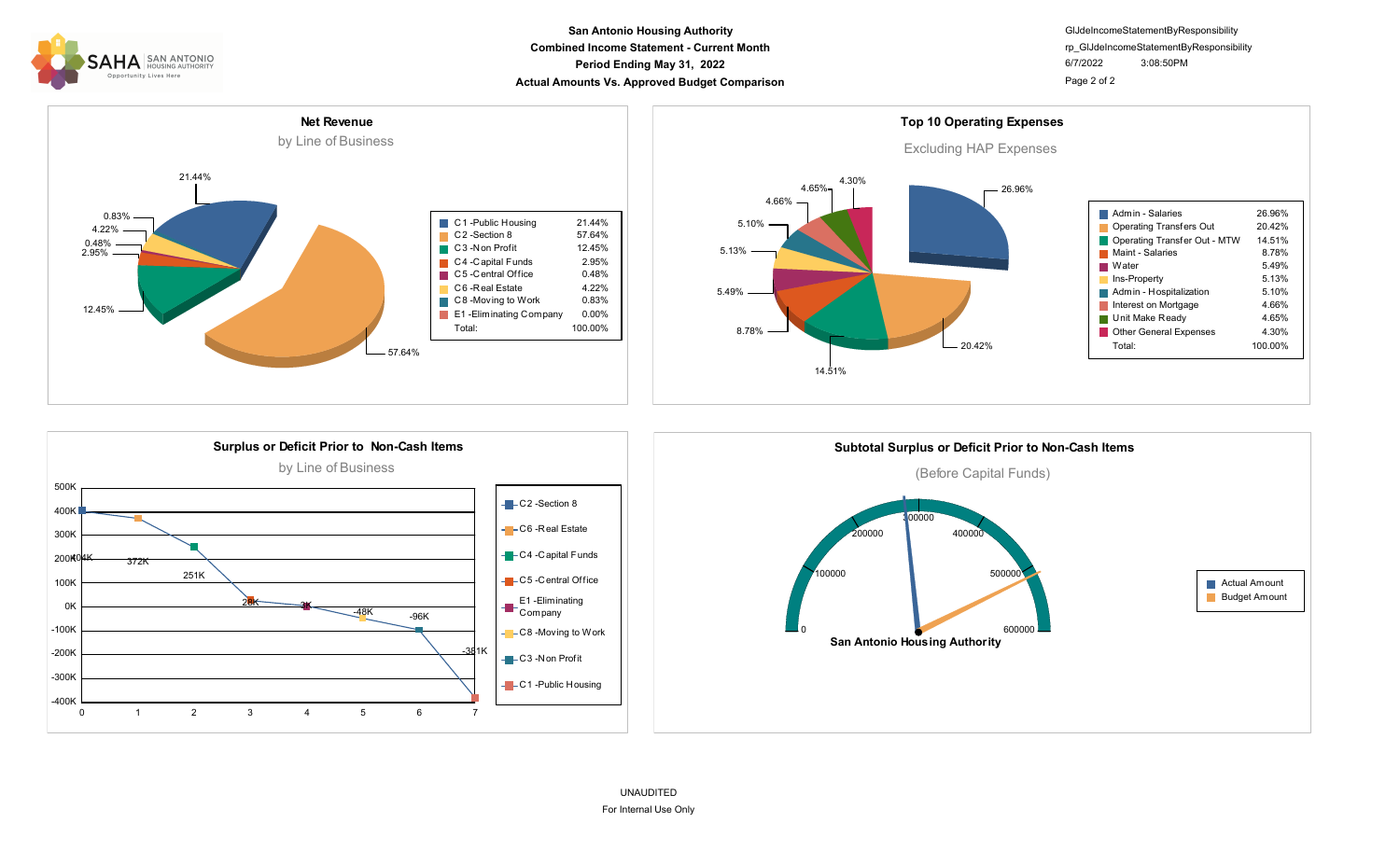**San Antonio Housing Authority**
**Combined Income Statement - Current Month**
**Period Ending May 31, 2022**
**Actual Amounts Vs. Approved Budget Comparison**

GlJdeIncomeStatementByResponsibility
rp_GlJdeIncomeStatementByResponsibility
6/7/2022 3:08:50PM

## Net Revenue

by Line of Business

| Line of Business | Percent |
|---|---|
| C1 -Public Housing | 21.44% |
| C2 -Section 8 | 57.64% |
| C3 -Non Profit | 12.45% |
| C4 -Capital Funds | 2.95% |
| C5 -Central Office | 0.48% |
| C6 -Real Estate | 4.22% |
| C8 -Moving to Work | 0.83% |
| E1 -Eliminating Company | 0.00% |
| Total: | 100.00% |

## Top 10 Operating Expenses

Excluding HAP Expenses

| Expense | Percent |
|---|---|
| Admin - Salaries | 26.96% |
| Operating Transfers Out | 20.42% |
| Operating Transfer Out - MTW | 14.51% |
| Maint - Salaries | 8.78% |
| Water | 5.49% |
| Ins-Property | 5.13% |
| Admin - Hospitalization | 5.10% |
| Interest on Mortgage | 4.66% |
| Unit Make Ready | 4.65% |
| Other General Expenses | 4.30% |
| Total: | 100.00% |

## Surplus or Deficit Prior to Non-Cash Items

by Line of Business

| Line of Business | Amount |
|---|---|
| C2 -Section 8 | 404K |
| C6 -Real Estate | 372K |
| C4 -Capital Funds | 251K |
| C5 -Central Office | 26K |
| E1 -Eliminating Company | 3K |
| C8 -Moving to Work | -48K |
| C3 -Non Profit | -96K |
| C1 -Public Housing | -381K |

## Subtotal Surplus or Deficit Prior to Non-Cash Items

(Before Capital Funds)

San Antonio Housing Authority

Actual Amount / Budget Amount (gauge scale 0 – 600000)

UNAUDITED
For Internal Use Only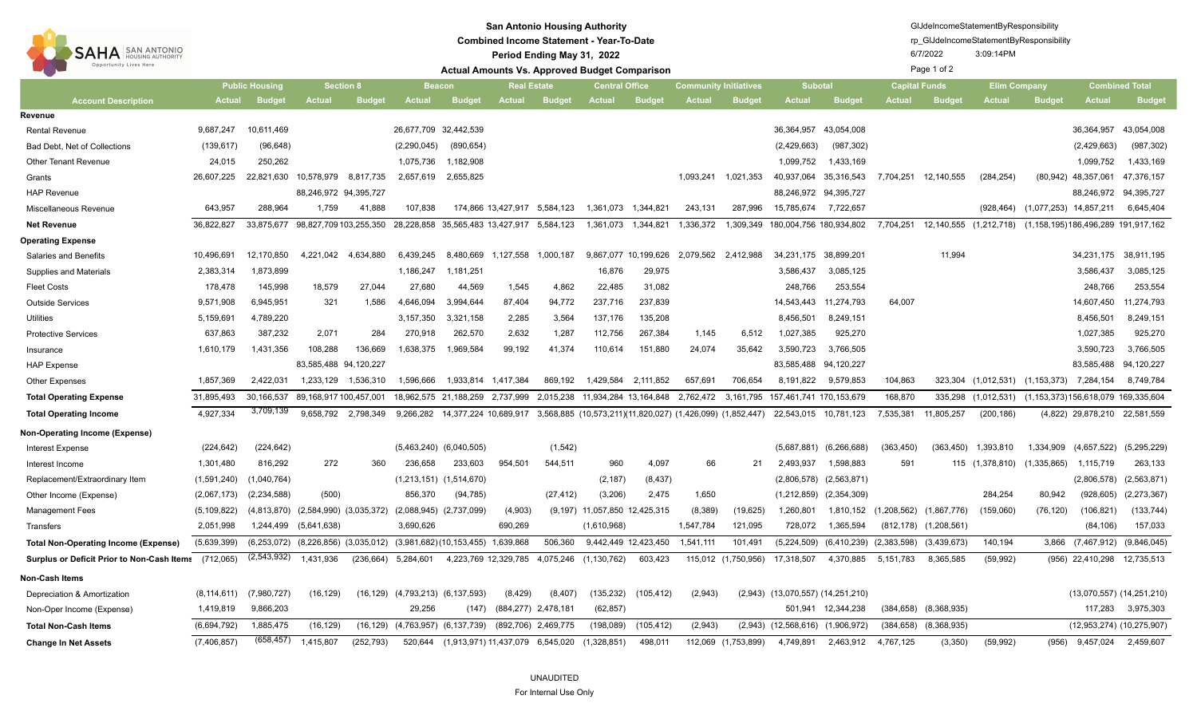# San Antonio Housing Authority

**Combined Income Statement - Year-To-Date**

**Period Ending May 31, 2022**

**Actual Amounts Vs. Approved Budget Comparison**

| Account Description | Public Housing | | Section 8 | | Beacon | | Real Estate | | Central Office | | Community Initiatives | | Subtotal | | Capital Funds | | Elim Company | | Combined Total | |
|---|---|---|---|---|---|---|---|---|---|---|---|---|---|---|---|---|---|---|---|---|
| | Actual | Budget | Actual | Budget | Actual | Budget | Actual | Budget | Actual | Budget | Actual | Budget | Actual | Budget | Actual | Budget | Actual | Budget | Actual | Budget |
| **Revenue** | | | | | | | | | | | | | | | | | | | | |
| Rental Revenue | 9,687,247 | 10,611,469 | | | 26,677,709 | 32,442,539 | | | | | | | 36,364,957 | 43,054,008 | | | | | 36,364,957 | 43,054,008 |
| Bad Debt, Net of Collections | (139,617) | (96,648) | | | (2,290,045) | (890,654) | | | | | | | (2,429,663) | (987,302) | | | | | (2,429,663) | (987,302) |
| Other Tenant Revenue | 24,015 | 250,262 | | | 1,075,736 | 1,182,908 | | | | | | | 1,099,752 | 1,433,169 | | | | | 1,099,752 | 1,433,169 |
| Grants | 26,607,225 | 22,821,630 | 10,578,979 | 8,817,735 | 2,657,619 | 2,655,825 | | | | | 1,093,241 | 1,021,353 | 40,937,064 | 35,316,543 | 7,704,251 | 12,140,555 | (284,254) | (80,942) | 48,357,061 | 47,376,157 |
| HAP Revenue | | | 88,246,972 | 94,395,727 | | | | | | | | | 88,246,972 | 94,395,727 | | | | | 88,246,972 | 94,395,727 |
| Miscellaneous Revenue | 643,957 | 288,964 | 1,759 | 41,888 | 107,838 | 174,866 | 13,427,917 | 5,584,123 | 1,361,073 | 1,344,821 | 243,131 | 287,996 | 15,785,674 | 7,722,657 | | | (928,464) | (1,077,253) | 14,857,211 | 6,645,404 |
| **Net Revenue** | 36,822,827 | 33,875,677 | 98,827,709 | 103,255,350 | 28,228,858 | 35,565,483 | 13,427,917 | 5,584,123 | 1,361,073 | 1,344,821 | 1,336,372 | 1,309,349 | 180,004,756 | 180,934,802 | 7,704,251 | 12,140,555 | (1,212,718) | (1,158,195) | 186,496,289 | 191,917,162 |
| **Operating Expense** | | | | | | | | | | | | | | | | | | | | |
| Salaries and Benefits | 10,496,691 | 12,170,850 | 4,221,042 | 4,634,880 | 6,439,245 | 8,480,669 | 1,127,558 | 1,000,187 | 9,867,077 | 10,199,626 | 2,079,562 | 2,412,988 | 34,231,175 | 38,899,201 | | 11,994 | | | 34,231,175 | 38,911,195 |
| Supplies and Materials | 2,383,314 | 1,873,899 | | | 1,186,247 | 1,181,251 | | | 16,876 | 29,975 | | | 3,586,437 | 3,085,125 | | | | | 3,586,437 | 3,085,125 |
| Fleet Costs | 178,478 | 145,998 | 18,579 | 27,044 | 27,680 | 44,569 | 1,545 | 4,862 | 22,485 | 31,082 | | | 248,766 | 253,554 | | | | | 248,766 | 253,554 |
| Outside Services | 9,571,908 | 6,945,951 | 321 | 1,586 | 4,646,094 | 3,994,644 | 87,404 | 94,772 | 237,716 | 237,839 | | | 14,543,443 | 11,274,793 | 64,007 | | | | 14,607,450 | 11,274,793 |
| Utilities | 5,159,691 | 4,789,220 | | | 3,157,350 | 3,321,158 | 2,285 | 3,564 | 137,176 | 135,208 | | | 8,456,501 | 8,249,151 | | | | | 8,456,501 | 8,249,151 |
| Protective Services | 637,863 | 387,232 | 2,071 | 284 | 270,918 | 262,570 | 2,632 | 1,287 | 112,756 | 267,384 | 1,145 | 6,512 | 1,027,385 | 925,270 | | | | | 1,027,385 | 925,270 |
| Insurance | 1,610,179 | 1,431,356 | 108,288 | 136,669 | 1,638,375 | 1,969,584 | 99,192 | 41,374 | 110,614 | 151,880 | 24,074 | 35,642 | 3,590,723 | 3,766,505 | | | | | 3,590,723 | 3,766,505 |
| HAP Expense | | | 83,585,488 | 94,120,227 | | | | | | | | | 83,585,488 | 94,120,227 | | | | | 83,585,488 | 94,120,227 |
| Other Expenses | 1,857,369 | 2,422,031 | 1,233,129 | 1,536,310 | 1,596,666 | 1,933,814 | 1,417,384 | 869,192 | 1,429,584 | 2,111,852 | 657,691 | 706,654 | 8,191,822 | 9,579,853 | 104,863 | 323,304 | (1,012,531) | (1,153,373) | 7,284,154 | 8,749,784 |
| **Total Operating Expense** | 31,895,493 | 30,166,537 | 89,168,917 | 100,457,001 | 18,962,575 | 21,188,259 | 2,737,999 | 2,015,238 | 11,934,284 | 13,164,848 | 2,762,472 | 3,161,795 | 157,461,741 | 170,153,679 | 168,870 | 335,298 | (1,012,531) | (1,153,373) | 156,618,079 | 169,335,604 |
| **Total Operating Income** | 4,927,334 | 3,709,139 | 9,658,792 | 2,798,349 | 9,266,282 | 14,377,224 | 10,689,917 | 3,568,885 | (10,573,211) | (11,820,027) | (1,426,099) | (1,852,447) | 22,543,015 | 10,781,123 | 7,535,381 | 11,805,257 | (200,186) | (4,822) | 29,878,210 | 22,581,559 |
| **Non-Operating Income (Expense)** | | | | | | | | | | | | | | | | | | | | |
| Interest Expense | (224,642) | (224,642) | | | (5,463,240) | (6,040,505) | | (1,542) | | | | | (5,687,881) | (6,266,688) | (363,450) | (363,450) | 1,393,810 | 1,334,909 | (4,657,522) | (5,295,229) |
| Interest Income | 1,301,480 | 816,292 | 272 | 360 | 236,658 | 233,603 | 954,501 | 544,511 | 960 | 4,097 | 66 | 21 | 2,493,937 | 1,598,883 | 591 | 115 | (1,378,810) | (1,335,865) | 1,115,719 | 263,133 |
| Replacement/Extraordinary Item | (1,591,240) | (1,040,764) | | | (1,213,151) | (1,514,670) | | | (2,187) | (8,437) | | | (2,806,578) | (2,563,871) | | | | | (2,806,578) | (2,563,871) |
| Other Income (Expense) | (2,067,173) | (2,234,588) | (500) | | 856,370 | (94,785) | | (27,412) | (3,206) | 2,475 | 1,650 | | (1,212,859) | (2,354,309) | | | 284,254 | 80,942 | (928,605) | (2,273,367) |
| Management Fees | (5,109,822) | (4,813,870) | (2,584,990) | (3,035,372) | (2,088,945) | (2,737,099) | (4,903) | (9,197) | 11,057,850 | 12,425,315 | (8,389) | (19,625) | 1,260,801 | 1,810,152 | (1,208,562) | (1,867,776) | (159,060) | (76,120) | (106,821) | (133,744) |
| Transfers | 2,051,998 | 1,244,499 | (5,641,638) | | 3,690,626 | | | 690,269 | (1,610,968) | | 1,547,784 | 121,095 | 728,072 | 1,365,594 | (812,178) | (1,208,561) | | | (84,106) | 157,033 |
| **Total Non-Operating Income (Expense)** | (5,639,399) | (6,253,072) | (8,226,856) | (3,035,012) | (3,981,682) | (10,153,455) | 1,639,868 | 506,360 | 9,442,449 | 12,423,450 | 1,541,111 | 101,491 | (5,224,509) | (6,410,239) | (2,383,598) | (3,439,673) | 140,194 | 3,866 | (7,467,912) | (9,846,045) |
| **Surplus or Deficit Prior to Non-Cash Items** | (712,065) | (2,543,932) | 1,431,936 | (236,664) | 5,284,601 | 4,223,769 | 12,329,785 | 4,075,246 | (1,130,762) | 603,423 | 115,012 | (1,750,956) | 17,318,507 | 4,370,885 | 5,151,783 | 8,365,585 | (59,992) | (956) | 22,410,298 | 12,735,513 |
| **Non-Cash Items** | | | | | | | | | | | | | | | | | | | | |
| Depreciation & Amortization | (8,114,611) | (7,980,727) | (16,129) | (16,129) | (4,793,213) | (6,137,593) | (8,429) | (8,407) | (135,232) | (105,412) | (2,943) | (2,943) | (13,070,557) | (14,251,210) | | | | | (13,070,557) | (14,251,210) |
| Non-Oper Income (Expense) | 1,419,819 | 9,866,203 | | | 29,256 | (147) | (884,277) | 2,478,181 | (62,857) | | | | 501,941 | 12,344,238 | (384,658) | (8,368,935) | | | 117,283 | 3,975,303 |
| **Total Non-Cash Items** | (6,694,792) | 1,885,475 | (16,129) | (16,129) | (4,763,957) | (6,137,739) | (892,706) | 2,469,775 | (198,089) | (105,412) | (2,943) | (2,943) | (12,568,616) | (1,906,972) | (384,658) | (8,368,935) | | | (12,953,274) | (10,275,907) |
| **Change In Net Assets** | (7,406,857) | (658,457) | 1,415,807 | (252,793) | 520,644 | (1,913,971) | 11,437,079 | 6,545,020 | (1,328,851) | 498,011 | 112,069 | (1,753,899) | 4,749,891 | 2,463,912 | 4,767,125 | (3,350) | (59,992) | (956) | 9,457,024 | 2,459,607 |

UNAUDITED

For Internal Use Only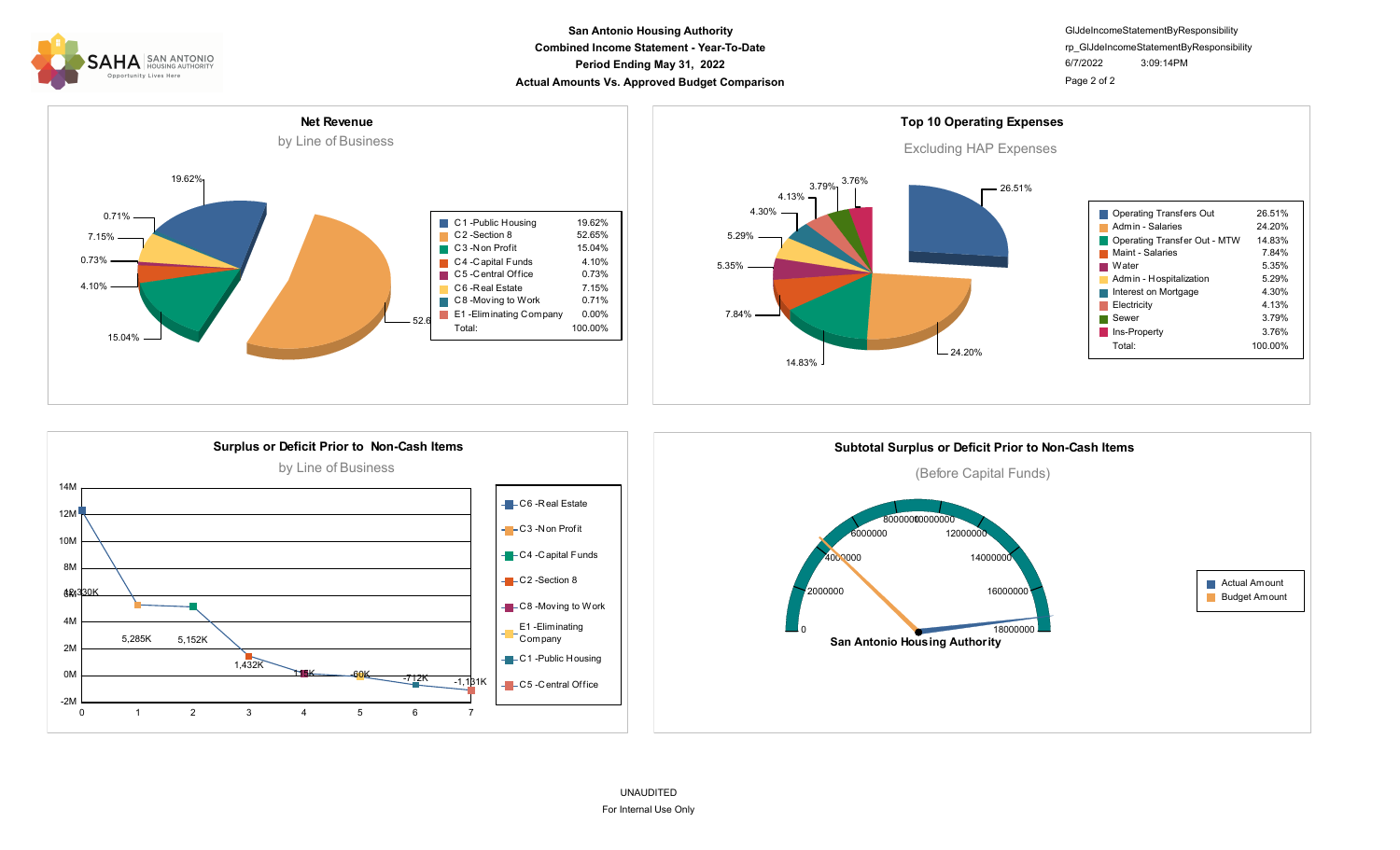# San Antonio Housing Authority

**Combined Income Statement - Year-To-Date**

**Period Ending May 31, 2022**

**Actual Amounts Vs. Approved Budget Comparison**

GlJdeIncomeStatementByResponsibility
rp_GlJdeIncomeStatementByResponsibility
6/7/2022 3:09:14PM

## Net Revenue

by Line of Business

| Line of Business | Percent |
|---|---|
| C1 -Public Housing | 19.62% |
| C2 -Section 8 | 52.65% |
| C3 -Non Profit | 15.04% |
| C4 -Capital Funds | 4.10% |
| C5 -Central Office | 0.73% |
| C6 -Real Estate | 7.15% |
| C8 -Moving to Work | 0.71% |
| E1 -Eliminating Company | 0.00% |
| Total: | 100.00% |

## Top 10 Operating Expenses

Excluding HAP Expenses

| Expense | Percent |
|---|---|
| Operating Transfers Out | 26.51% |
| Admin - Salaries | 24.20% |
| Operating Transfer Out - MTW | 14.83% |
| Maint - Salaries | 7.84% |
| Water | 5.35% |
| Admin - Hospitalization | 5.29% |
| Interest on Mortgage | 4.30% |
| Electricity | 4.13% |
| Sewer | 3.79% |
| Ins-Property | 3.76% |
| Total: | 100.00% |

## Surplus or Deficit Prior to Non-Cash Items

by Line of Business

| Point | Line of Business | Amount |
|---|---|---|
| 0 | C6 -Real Estate | 12,330K |
| 1 | C3 -Non Profit | 5,285K |
| 2 | C4 -Capital Funds | 5,152K |
| 3 | C2 -Section 8 | 1,432K |
| 4 | C8 -Moving to Work | 115K |
| 5 | E1 -Eliminating Company | -60K |
| 6 | C1 -Public Housing | -712K |
| 7 | C5 -Central Office | -1,131K |

## Subtotal Surplus or Deficit Prior to Non-Cash Items

(Before Capital Funds)

San Antonio Housing Authority

- Actual Amount
- Budget Amount

UNAUDITED

For Internal Use Only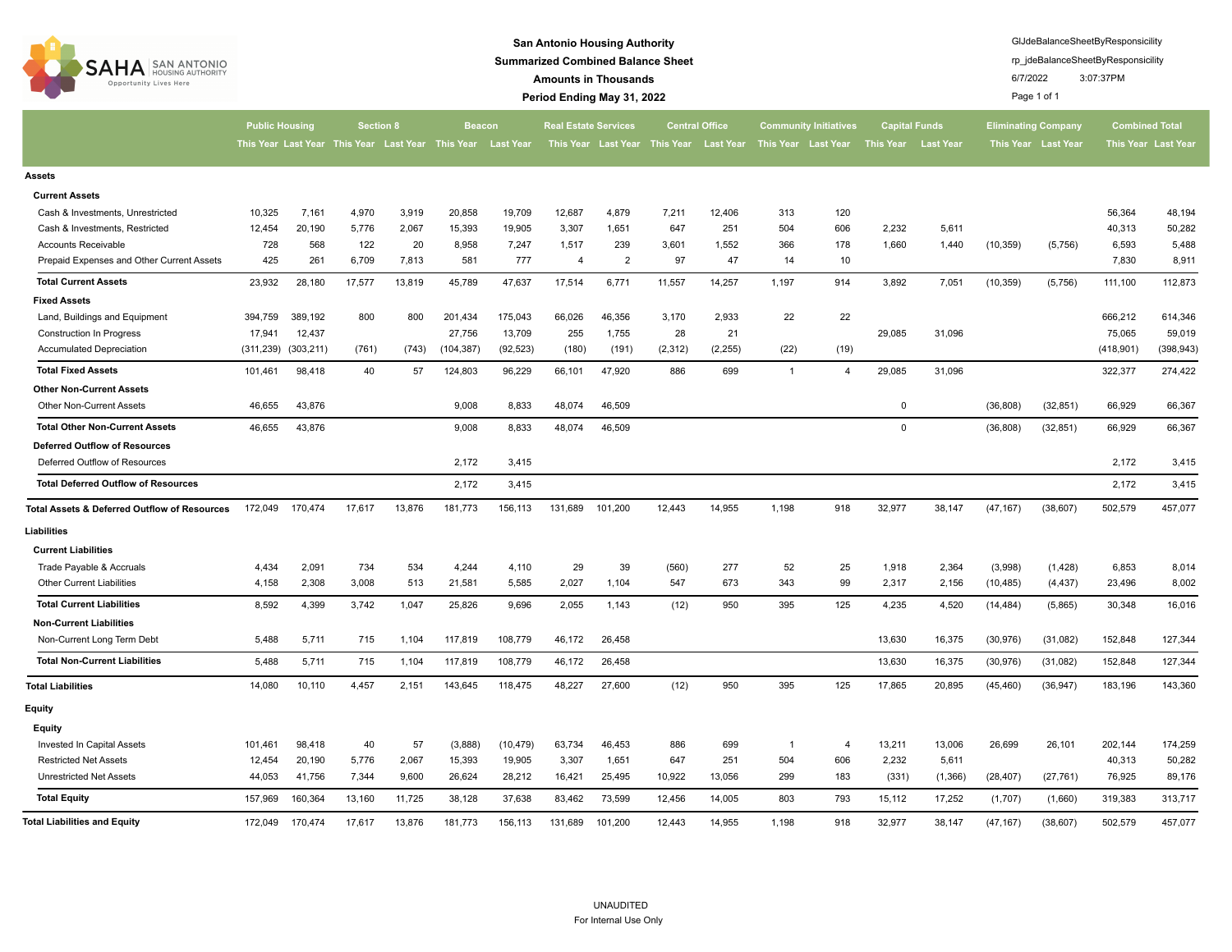**San Antonio Housing Authority**

**Summarized Combined Balance Sheet**

**Amounts in Thousands**

**Period Ending May 31, 2022**

GlJdeBalanceSheetByResponsicility

rp_jdeBalanceSheetByResponsicility

6/7/2022 3:07:37PM

| | Public Housing | | Section 8 | | Beacon | | Real Estate Services | | Central Office | | Community Initiatives | | Capital Funds | | Eliminating Company | | Combined Total | |
|---|---|---|---|---|---|---|---|---|---|---|---|---|---|---|---|---|---|---|
| | This Year | Last Year | This Year | Last Year | This Year | Last Year | This Year | Last Year | This Year | Last Year | This Year | Last Year | This Year | Last Year | This Year | Last Year | This Year | Last Year |
| **Assets** | | | | | | | | | | | | | | | | | | |
| **Current Assets** | | | | | | | | | | | | | | | | | | |
| Cash & Investments, Unrestricted | 10,325 | 7,161 | 4,970 | 3,919 | 20,858 | 19,709 | 12,687 | 4,879 | 7,211 | 12,406 | 313 | 120 | | | | | 56,364 | 48,194 |
| Cash & Investments, Restricted | 12,454 | 20,190 | 5,776 | 2,067 | 15,393 | 19,905 | 3,307 | 1,651 | 647 | 251 | 504 | 606 | 2,232 | 5,611 | | | 40,313 | 50,282 |
| Accounts Receivable | 728 | 568 | 122 | 20 | 8,958 | 7,247 | 1,517 | 239 | 3,601 | 1,552 | 366 | 178 | 1,660 | 1,440 | (10,359) | (5,756) | 6,593 | 5,488 |
| Prepaid Expenses and Other Current Assets | 425 | 261 | 6,709 | 7,813 | 581 | 777 | 4 | 2 | 97 | 47 | 14 | 10 | | | | | 7,830 | 8,911 |
| **Total Current Assets** | 23,932 | 28,180 | 17,577 | 13,819 | 45,789 | 47,637 | 17,514 | 6,771 | 11,557 | 14,257 | 1,197 | 914 | 3,892 | 7,051 | (10,359) | (5,756) | 111,100 | 112,873 |
| **Fixed Assets** | | | | | | | | | | | | | | | | | | |
| Land, Buildings and Equipment | 394,759 | 389,192 | 800 | 800 | 201,434 | 175,043 | 66,026 | 46,356 | 3,170 | 2,933 | 22 | 22 | | | | | 666,212 | 614,346 |
| Construction In Progress | 17,941 | 12,437 | | | 27,756 | 13,709 | 255 | 1,755 | 28 | 21 | | | 29,085 | 31,096 | | | 75,065 | 59,019 |
| Accumulated Depreciation | (311,239) | (303,211) | (761) | (743) | (104,387) | (92,523) | (180) | (191) | (2,312) | (2,255) | (22) | (19) | | | | | (418,901) | (398,943) |
| **Total Fixed Assets** | 101,461 | 98,418 | 40 | 57 | 124,803 | 96,229 | 66,101 | 47,920 | 886 | 699 | 1 | 4 | 29,085 | 31,096 | | | 322,377 | 274,422 |
| **Other Non-Current Assets** | | | | | | | | | | | | | | | | | | |
| Other Non-Current Assets | 46,655 | 43,876 | | | 9,008 | 8,833 | 48,074 | 46,509 | | | | | 0 | | (36,808) | (32,851) | 66,929 | 66,367 |
| **Total Other Non-Current Assets** | 46,655 | 43,876 | | | 9,008 | 8,833 | 48,074 | 46,509 | | | | | 0 | | (36,808) | (32,851) | 66,929 | 66,367 |
| **Deferred Outflow of Resources** | | | | | | | | | | | | | | | | | | |
| Deferred Outflow of Resources | | | | | 2,172 | 3,415 | | | | | | | | | | | 2,172 | 3,415 |
| **Total Deferred Outflow of Resources** | | | | | 2,172 | 3,415 | | | | | | | | | | | 2,172 | 3,415 |
| **Total Assets & Deferred Outflow of Resources** | 172,049 | 170,474 | 17,617 | 13,876 | 181,773 | 156,113 | 131,689 | 101,200 | 12,443 | 14,955 | 1,198 | 918 | 32,977 | 38,147 | (47,167) | (38,607) | 502,579 | 457,077 |
| **Liabilities** | | | | | | | | | | | | | | | | | | |
| **Current Liabilities** | | | | | | | | | | | | | | | | | | |
| Trade Payable & Accruals | 4,434 | 2,091 | 734 | 534 | 4,244 | 4,110 | 29 | 39 | (560) | 277 | 52 | 25 | 1,918 | 2,364 | (3,998) | (1,428) | 6,853 | 8,014 |
| Other Current Liabilities | 4,158 | 2,308 | 3,008 | 513 | 21,581 | 5,585 | 2,027 | 1,104 | 547 | 673 | 343 | 99 | 2,317 | 2,156 | (10,485) | (4,437) | 23,496 | 8,002 |
| **Total Current Liabilities** | 8,592 | 4,399 | 3,742 | 1,047 | 25,826 | 9,696 | 2,055 | 1,143 | (12) | 950 | 395 | 125 | 4,235 | 4,520 | (14,484) | (5,865) | 30,348 | 16,016 |
| **Non-Current Liabilities** | | | | | | | | | | | | | | | | | | |
| Non-Current Long Term Debt | 5,488 | 5,711 | 715 | 1,104 | 117,819 | 108,779 | 46,172 | 26,458 | | | | | 13,630 | 16,375 | (30,976) | (31,082) | 152,848 | 127,344 |
| **Total Non-Current Liabilities** | 5,488 | 5,711 | 715 | 1,104 | 117,819 | 108,779 | 46,172 | 26,458 | | | | | 13,630 | 16,375 | (30,976) | (31,082) | 152,848 | 127,344 |
| **Total Liabilities** | 14,080 | 10,110 | 4,457 | 2,151 | 143,645 | 118,475 | 48,227 | 27,600 | (12) | 950 | 395 | 125 | 17,865 | 20,895 | (45,460) | (36,947) | 183,196 | 143,360 |
| **Equity** | | | | | | | | | | | | | | | | | | |
| **Equity** | | | | | | | | | | | | | | | | | | |
| Invested In Capital Assets | 101,461 | 98,418 | 40 | 57 | (3,888) | (10,479) | 63,734 | 46,453 | 886 | 699 | 1 | 4 | 13,211 | 13,006 | 26,699 | 26,101 | 202,144 | 174,259 |
| Restricted Net Assets | 12,454 | 20,190 | 5,776 | 2,067 | 15,393 | 19,905 | 3,307 | 1,651 | 647 | 251 | 504 | 606 | 2,232 | 5,611 | | | 40,313 | 50,282 |
| Unrestricted Net Assets | 44,053 | 41,756 | 7,344 | 9,600 | 26,624 | 28,212 | 16,421 | 25,495 | 10,922 | 13,056 | 299 | 183 | (331) | (1,366) | (28,407) | (27,761) | 76,925 | 89,176 |
| **Total Equity** | 157,969 | 160,364 | 13,160 | 11,725 | 38,128 | 37,638 | 83,462 | 73,599 | 12,456 | 14,005 | 803 | 793 | 15,112 | 17,252 | (1,707) | (1,660) | 319,383 | 313,717 |
| **Total Liabilities and Equity** | 172,049 | 170,474 | 17,617 | 13,876 | 181,773 | 156,113 | 131,689 | 101,200 | 12,443 | 14,955 | 1,198 | 918 | 32,977 | 38,147 | (47,167) | (38,607) | 502,579 | 457,077 |

UNAUDITED

For Internal Use Only